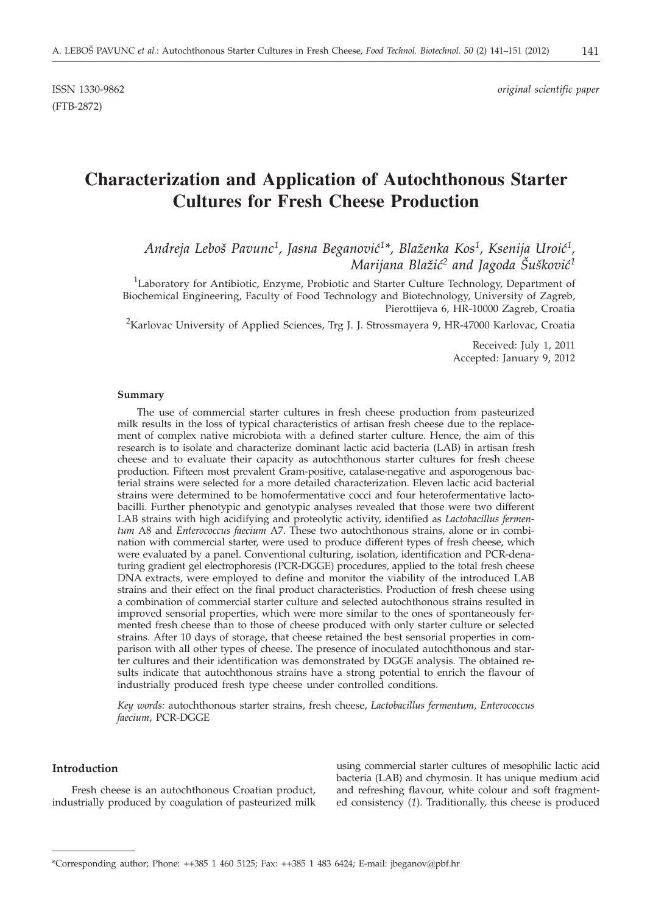ISSN 1330-9862 *original scientific paper*

(FTB-2872)

# Characterization and Application of Autochthonous Starter Cultures for Fresh Cheese Production

*Andreja Leboš Pavunc[1], Jasna Beganović[1]\*, Blaženka Kos[1], Ksenija Uroić[1], Marijana Blažić[2] and Jagoda Šušković[1]*

[1]Laboratory for Antibiotic, Enzyme, Probiotic and Starter Culture Technology, Department of Biochemical Engineering, Faculty of Food Technology and Biotechnology, University of Zagreb, Pierottijeva 6, HR-10000 Zagreb, Croatia

[2]Karlovac University of Applied Sciences, Trg J. J. Strossmayera 9, HR-47000 Karlovac, Croatia

Received: July 1, 2011
Accepted: January 9, 2012

#### Summary

The use of commercial starter cultures in fresh cheese production from pasteurized milk results in the loss of typical characteristics of artisan fresh cheese due to the replacement of complex native microbiota with a defined starter culture. Hence, the aim of this research is to isolate and characterize dominant lactic acid bacteria (LAB) in artisan fresh cheese and to evaluate their capacity as autochthonous starter cultures for fresh cheese production. Fifteen most prevalent Gram-positive, catalase-negative and asporogenous bacterial strains were selected for a more detailed characterization. Eleven lactic acid bacterial strains were determined to be homofermentative cocci and four heterofermentative lactobacilli. Further phenotypic and genotypic analyses revealed that those were two different LAB strains with high acidifying and proteolytic activity, identified as *Lactobacillus fermentum* A8 and *Enterococcus faecium* A7. These two autochthonous strains, alone or in combination with commercial starter, were used to produce different types of fresh cheese, which were evaluated by a panel. Conventional culturing, isolation, identification and PCR-denaturing gradient gel electrophoresis (PCR-DGGE) procedures, applied to the total fresh cheese DNA extracts, were employed to define and monitor the viability of the introduced LAB strains and their effect on the final product characteristics. Production of fresh cheese using a combination of commercial starter culture and selected autochthonous strains resulted in improved sensorial properties, which were more similar to the ones of spontaneously fermented fresh cheese than to those of cheese produced with only starter culture or selected strains. After 10 days of storage, that cheese retained the best sensorial properties in comparison with all other types of cheese. The presence of inoculated autochthonous and starter cultures and their identification was demonstrated by DGGE analysis. The obtained results indicate that autochthonous strains have a strong potential to enrich the flavour of industrially produced fresh type cheese under controlled conditions.

*Key words:* autochthonous starter strains, fresh cheese, *Lactobacillus fermentum*, *Enterococcus faecium*, PCR-DGGE

#### Introduction

Fresh cheese is an autochthonous Croatian product, industrially produced by coagulation of pasteurized milk using commercial starter cultures of mesophilic lactic acid bacteria (LAB) and chymosin. It has unique medium acid and refreshing flavour, white colour and soft fragmented consistency (*1*). Traditionally, this cheese is produced

\*Corresponding author; Phone: ++385 1 460 5125; Fax: ++385 1 483 6424; E-mail: jbeganov@pbf.hr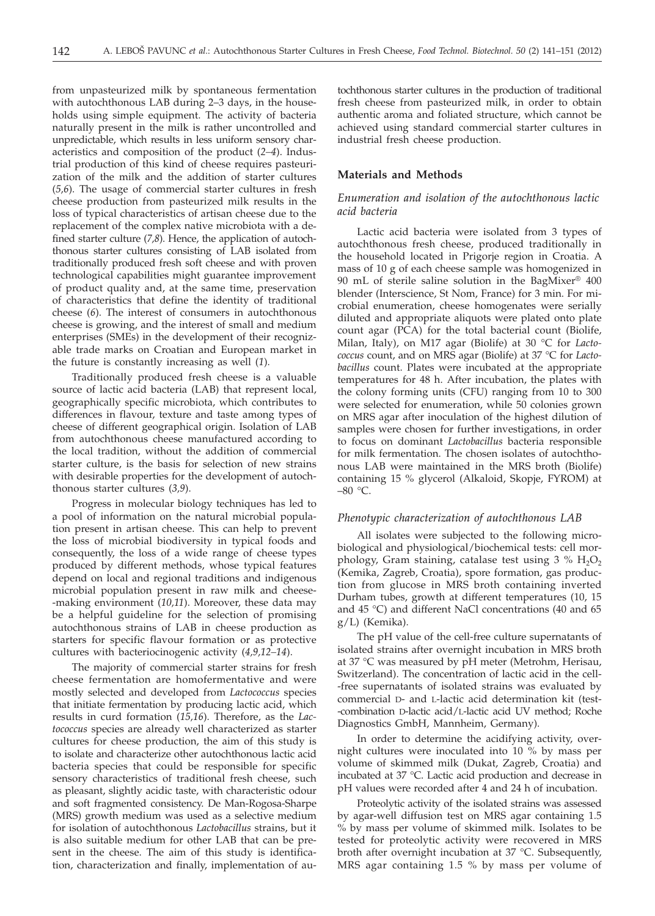from unpasteurized milk by spontaneous fermentation with autochthonous LAB during 2–3 days, in the households using simple equipment. The activity of bacteria naturally present in the milk is rather uncontrolled and unpredictable, which results in less uniform sensory characteristics and composition of the product (*2–4*). Industrial production of this kind of cheese requires pasteurization of the milk and the addition of starter cultures (*5,6*). The usage of commercial starter cultures in fresh cheese production from pasteurized milk results in the loss of typical characteristics of artisan cheese due to the replacement of the complex native microbiota with a defined starter culture (*7,8*). Hence, the application of autochthonous starter cultures consisting of LAB isolated from traditionally produced fresh soft cheese and with proven technological capabilities might guarantee improvement of product quality and, at the same time, preservation of characteristics that define the identity of traditional cheese (*6*). The interest of consumers in autochthonous cheese is growing, and the interest of small and medium enterprises (SMEs) in the development of their recognizable trade marks on Croatian and European market in the future is constantly increasing as well (*1*).

Traditionally produced fresh cheese is a valuable source of lactic acid bacteria (LAB) that represent local, geographically specific microbiota, which contributes to differences in flavour, texture and taste among types of cheese of different geographical origin. Isolation of LAB from autochthonous cheese manufactured according to the local tradition, without the addition of commercial starter culture, is the basis for selection of new strains with desirable properties for the development of autochthonous starter cultures (*3,9*).

Progress in molecular biology techniques has led to a pool of information on the natural microbial population present in artisan cheese. This can help to prevent the loss of microbial biodiversity in typical foods and consequently, the loss of a wide range of cheese types produced by different methods, whose typical features depend on local and regional traditions and indigenous microbial population present in raw milk and cheese-making environment (*10,11*). Moreover, these data may be a helpful guideline for the selection of promising autochthonous strains of LAB in cheese production as starters for specific flavour formation or as protective cultures with bacteriocinogenic activity (*4,9,12–14*).

The majority of commercial starter strains for fresh cheese fermentation are homofermentative and were mostly selected and developed from *Lactococcus* species that initiate fermentation by producing lactic acid, which results in curd formation (*15,16*). Therefore, as the *Lactococcus* species are already well characterized as starter cultures for cheese production, the aim of this study is to isolate and characterize other autochthonous lactic acid bacteria species that could be responsible for specific sensory characteristics of traditional fresh cheese, such as pleasant, slightly acidic taste, with characteristic odour and soft fragmented consistency. De Man-Rogosa-Sharpe (MRS) growth medium was used as a selective medium for isolation of autochthonous *Lactobacillus* strains, but it is also suitable medium for other LAB that can be present in the cheese. The aim of this study is identification, characterization and finally, implementation of autochthonous starter cultures in the production of traditional fresh cheese from pasteurized milk, in order to obtain authentic aroma and foliated structure, which cannot be achieved using standard commercial starter cultures in industrial fresh cheese production.

## Materials and Methods

### *Enumeration and isolation of the autochthonous lactic acid bacteria*

Lactic acid bacteria were isolated from 3 types of autochthonous fresh cheese, produced traditionally in the household located in Prigorje region in Croatia. A mass of 10 g of each cheese sample was homogenized in 90 mL of sterile saline solution in the BagMixer® 400 blender (Interscience, St Nom, France) for 3 min. For microbial enumeration, cheese homogenates were serially diluted and appropriate aliquots were plated onto plate count agar (PCA) for the total bacterial count (Biolife, Milan, Italy), on M17 agar (Biolife) at 30 °C for *Lactococcus* count, and on MRS agar (Biolife) at 37 °C for *Lactobacillus* count. Plates were incubated at the appropriate temperatures for 48 h. After incubation, the plates with the colony forming units (CFU) ranging from 10 to 300 were selected for enumeration, while 50 colonies grown on MRS agar after inoculation of the highest dilution of samples were chosen for further investigations, in order to focus on dominant *Lactobacillus* bacteria responsible for milk fermentation. The chosen isolates of autochthonous LAB were maintained in the MRS broth (Biolife) containing 15 % glycerol (Alkaloid, Skopje, FYROM) at –80 °C.

### *Phenotypic characterization of autochthonous LAB*

All isolates were subjected to the following microbiological and physiological/biochemical tests: cell morphology, Gram staining, catalase test using 3 % $H_2O_2$ (Kemika, Zagreb, Croatia), spore formation, gas production from glucose in MRS broth containing inverted Durham tubes, growth at different temperatures (10, 15 and 45 °C) and different NaCl concentrations (40 and 65 g/L) (Kemika).

The pH value of the cell-free culture supernatants of isolated strains after overnight incubation in MRS broth at 37 °C was measured by pH meter (Metrohm, Herisau, Switzerland). The concentration of lactic acid in the cell-free supernatants of isolated strains was evaluated by commercial D- and L-lactic acid determination kit (test-combination D-lactic acid/L-lactic acid UV method; Roche Diagnostics GmbH, Mannheim, Germany).

In order to determine the acidifying activity, overnight cultures were inoculated into 10 % by mass per volume of skimmed milk (Dukat, Zagreb, Croatia) and incubated at 37 °C. Lactic acid production and decrease in pH values were recorded after 4 and 24 h of incubation.

Proteolytic activity of the isolated strains was assessed by agar-well diffusion test on MRS agar containing 1.5 % by mass per volume of skimmed milk. Isolates to be tested for proteolytic activity were recovered in MRS broth after overnight incubation at 37 °C. Subsequently, MRS agar containing 1.5 % by mass per volume of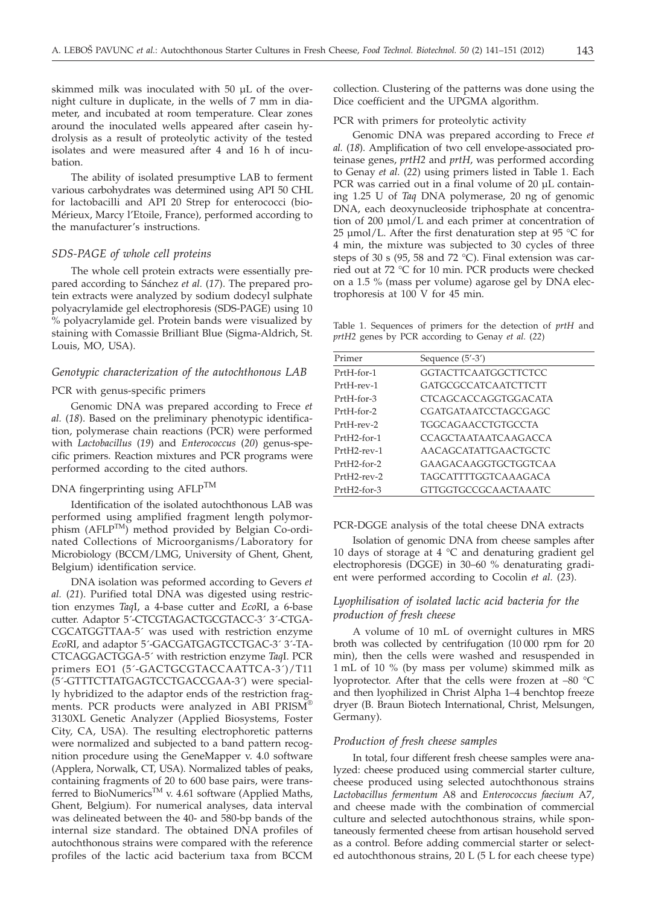skimmed milk was inoculated with 50 μL of the overnight culture in duplicate, in the wells of 7 mm in diameter, and incubated at room temperature. Clear zones around the inoculated wells appeared after casein hydrolysis as a result of proteolytic activity of the tested isolates and were measured after 4 and 16 h of incubation.

The ability of isolated presumptive LAB to ferment various carbohydrates was determined using API 50 CHL for lactobacilli and API 20 Strep for enterococci (bioMérieux, Marcy l'Etoile, France), performed according to the manufacturer's instructions.

### *SDS-PAGE of whole cell proteins*

The whole cell protein extracts were essentially prepared according to Sánchez *et al.* (*17*). The prepared protein extracts were analyzed by sodium dodecyl sulphate polyacrylamide gel electrophoresis (SDS-PAGE) using 10 % polyacrylamide gel. Protein bands were visualized by staining with Comassie Brilliant Blue (Sigma-Aldrich, St. Louis, MO, USA).

### *Genotypic characterization of the autochthonous LAB*

PCR with genus-specific primers

Genomic DNA was prepared according to Frece *et al.* (*18*). Based on the preliminary phenotypic identification, polymerase chain reactions (PCR) were performed with *Lactobacillus* (*19*) and *Enterococcus* (*20*) genus-specific primers. Reaction mixtures and PCR programs were performed according to the cited authors.

DNA fingerprinting using AFLP™

Identification of the isolated autochthonous LAB was performed using amplified fragment length polymorphism (AFLP™) method provided by Belgian Co-ordinated Collections of Microorganisms/Laboratory for Microbiology (BCCM/LMG, University of Ghent, Ghent, Belgium) identification service.

DNA isolation was peformed according to Gevers *et al.* (*21*). Purified total DNA was digested using restriction enzymes *Taq*I, a 4-base cutter and *Eco*RI, a 6-base cutter. Adaptor 5´-CTCGTAGACTGCGTACC-3´ 3´-CTGACGCATGGTTAA-5´ was used with restriction enzyme *Eco*RI, and adaptor 5´-GACGATGAGTCCTGAC-3´ 3´-TACTCAGGACTGGA-5´ with restriction enzyme *Taq*I. PCR primers EO1 (5´-GACTGCGTACCAATTCA-3´)/T11 (5´-GTTTCTTATGAGTCCTGACCGAA-3´) were specially hybridized to the adaptor ends of the restriction fragments. PCR products were analyzed in ABI PRISM® 3130XL Genetic Analyzer (Applied Biosystems, Foster City, CA, USA). The resulting electrophoretic patterns were normalized and subjected to a band pattern recognition procedure using the GeneMapper v. 4.0 software (Applera, Norwalk, CT, USA). Normalized tables of peaks, containing fragments of 20 to 600 base pairs, were transferred to BioNumerics™ v. 4.61 software (Applied Maths, Ghent, Belgium). For numerical analyses, data interval was delineated between the 40- and 580-bp bands of the internal size standard. The obtained DNA profiles of autochthonous strains were compared with the reference profiles of the lactic acid bacterium taxa from BCCM collection. Clustering of the patterns was done using the Dice coefficient and the UPGMA algorithm.

PCR with primers for proteolytic activity

Genomic DNA was prepared according to Frece *et al.* (*18*). Amplification of two cell envelope-associated proteinase genes, *prtH2* and *prtH*, was performed according to Genay *et al.* (*22*) using primers listed in Table 1. Each PCR was carried out in a final volume of 20 μL containing 1.25 U of *Taq* DNA polymerase, 20 ng of genomic DNA, each deoxynucleoside triphosphate at concentration of 200 μmol/L and each primer at concentration of 25 μmol/L. After the first denaturation step at 95 °C for 4 min, the mixture was subjected to 30 cycles of three steps of 30 s (95, 58 and 72 °C). Final extension was carried out at 72 °C for 10 min. PCR products were checked on a 1.5 % (mass per volume) agarose gel by DNA electrophoresis at 100 V for 45 min.

Table 1. Sequences of primers for the detection of *prtH* and *prtH2* genes by PCR according to Genay *et al.* (*22*)

| Primer | Sequence (5'-3') |
|---|---|
| PrtH-for-1 | GGTACTTCAATGGCTTCTCC |
| PrtH-rev-1 | GATGCGCCATCAATCTTCTT |
| PrtH-for-3 | CTCAGCACCAGGTGGACATA |
| PrtH-for-2 | CGATGATAATCCTAGCGAGC |
| PrtH-rev-2 | TGGCAGAACCTGTGCCTA |
| PrtH2-for-1 | CCAGCTAATAATCAAGACCA |
| PrtH2-rev-1 | AACAGCATATTGAACTGCTC |
| PrtH2-for-2 | GAAGACAAGGTGCTGGTCAA |
| PrtH2-rev-2 | TAGCATTTTGGTCAAAGACA |
| PrtH2-for-3 | GTTGGTGCCGCAACTAAATC |

PCR-DGGE analysis of the total cheese DNA extracts

Isolation of genomic DNA from cheese samples after 10 days of storage at 4 °C and denaturing gradient gel electrophoresis (DGGE) in 30–60 % denaturating gradient were performed according to Cocolin *et al.* (*23*).

### *Lyophilisation of isolated lactic acid bacteria for the production of fresh cheese*

A volume of 10 mL of overnight cultures in MRS broth was collected by centrifugation (10 000 rpm for 20 min), then the cells were washed and resuspended in 1 mL of 10 % (by mass per volume) skimmed milk as lyoprotector. After that the cells were frozen at –80 °C and then lyophilized in Christ Alpha 1–4 benchtop freeze dryer (B. Braun Biotech International, Christ, Melsungen, Germany).

### *Production of fresh cheese samples*

In total, four different fresh cheese samples were analyzed: cheese produced using commercial starter culture, cheese produced using selected autochthonous strains *Lactobacillus fermentum* A8 and *Enterococcus faecium* A7, and cheese made with the combination of commercial culture and selected autochthonous strains, while spontaneously fermented cheese from artisan household served as a control. Before adding commercial starter or selected autochthonous strains, 20 L (5 L for each cheese type)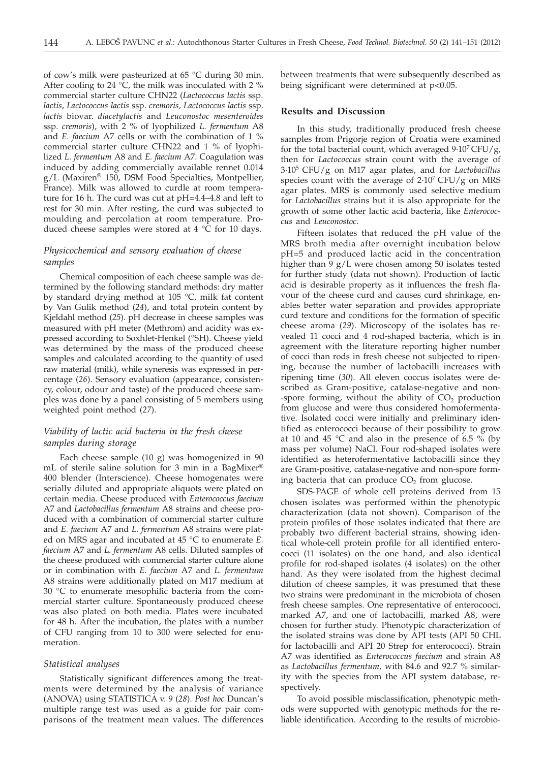of cow's milk were pasteurized at 65 °C during 30 min. After cooling to 24 °C, the milk was inoculated with 2 % commercial starter culture CHN22 (*Lactococcus lactis* ssp. *lactis*, *Lactococcus lactis* ssp. *cremoris*, *Lactococcus lactis* ssp. *lactis* biovar. *diacetylactis* and *Leuconostoc mesenteroides* ssp. *cremoris*), with 2 % of lyophilized *L. fermentum* A8 and *E. faecium* A7 cells or with the combination of 1 % commercial starter culture CHN22 and 1 % of lyophilized *L. fermentum* A8 and *E. faecium* A7. Coagulation was induced by adding commercially available rennet 0.014 g/L (Maxiren® 150, DSM Food Specialties, Montpellier, France). Milk was allowed to curdle at room temperature for 16 h. The curd was cut at pH=4.4–4.8 and left to rest for 30 min. After resting, the curd was subjected to moulding and percolation at room temperature. Produced cheese samples were stored at 4 °C for 10 days.

### *Physicochemical and sensory evaluation of cheese samples*

Chemical composition of each cheese sample was determined by the following standard methods: dry matter by standard drying method at 105 °C, milk fat content by Van Gulik method (*24*), and total protein content by Kjeldahl method (*25*). pH decrease in cheese samples was measured with pH meter (Methrom) and acidity was expressed according to Soxhlet-Henkel (°SH). Cheese yield was determined by the mass of the produced cheese samples and calculated according to the quantity of used raw material (milk), while syneresis was expressed in percentage (*26*). Sensory evaluation (appearance, consistency, colour, odour and taste) of the produced cheese samples was done by a panel consisting of 5 members using weighted point method (*27*).

### *Viability of lactic acid bacteria in the fresh cheese samples during storage*

Each cheese sample (10 g) was homogenized in 90 mL of sterile saline solution for 3 min in a BagMixer® 400 blender (Interscience). Cheese homogenates were serially diluted and appropriate aliquots were plated on certain media. Cheese produced with *Enterococcus faecium* A7 and *Lactobacillus fermentum* A8 strains and cheese produced with a combination of commercial starter culture and *E. faecium* A7 and *L. fermentum* A8 strains were plated on MRS agar and incubated at 45 °C to enumerate *E. faecium* A7 and *L. fermentum* A8 cells. Diluted samples of the cheese produced with commercial starter culture alone or in combination with *E. faecium* A7 and *L. fermentum* A8 strains were additionally plated on M17 medium at 30 °C to enumerate mesophilic bacteria from the commercial starter culture. Spontaneously produced cheese was also plated on both media. Plates were incubated for 48 h. After the incubation, the plates with a number of CFU ranging from 10 to 300 were selected for enumeration.

### *Statistical analyses*

Statistically significant differences among the treatments were determined by the analysis of variance (ANOVA) using STATISTICA v. 9 (*28*). *Post hoc* Duncan's multiple range test was used as a guide for pair comparisons of the treatment mean values. The differences between treatments that were subsequently described as being significant were determined at $p<0.05$.

## Results and Discussion

In this study, traditionally produced fresh cheese samples from Prigorje region of Croatia were examined for the total bacterial count, which averaged $9\cdot10^7$ CFU/g, then for *Lactococcus* strain count with the average of $3\cdot10^5$ CFU/g on M17 agar plates, and for *Lactobacillus* species count with the average of $2\cdot10^7$ CFU/g on MRS agar plates. MRS is commonly used selective medium for *Lactobacillus* strains but it is also appropriate for the growth of some other lactic acid bacteria, like *Enterococcus* and *Leuconostoc*.

Fifteen isolates that reduced the pH value of the MRS broth media after overnight incubation below pH=5 and produced lactic acid in the concentration higher than 9 g/L were chosen among 50 isolates tested for further study (data not shown). Production of lactic acid is desirable property as it influences the fresh flavour of the cheese curd and causes curd shrinkage, enables better water separation and provides appropriate curd texture and conditions for the formation of specific cheese aroma (*29*). Microscopy of the isolates has revealed 11 cocci and 4 rod-shaped bacteria, which is in agreement with the literature reporting higher number of cocci than rods in fresh cheese not subjected to ripening, because the number of lactobacilli increases with ripening time (*30*). All eleven coccus isolates were described as Gram-positive, catalase-negative and non-spore forming, without the ability of $CO_2$ production from glucose and were thus considered homofermentative. Isolated cocci were initially and preliminary identified as enterococci because of their possibility to grow at 10 and 45 °C and also in the presence of 6.5 % (by mass per volume) NaCl. Four rod-shaped isolates were identified as heterofermentative lactobacilli since they are Gram-positive, catalase-negative and non-spore forming bacteria that can produce $CO_2$ from glucose.

SDS-PAGE of whole cell proteins derived from 15 chosen isolates was performed within the phenotypic characterization (data not shown). Comparison of the protein profiles of those isolates indicated that there are probably two different bacterial strains, showing identical whole-cell protein profile for all identified enterococci (11 isolates) on the one hand, and also identical profile for rod-shaped isolates (4 isolates) on the other hand. As they were isolated from the highest decimal dilution of cheese samples, it was presumed that these two strains were predominant in the microbiota of chosen fresh cheese samples. One representative of enterocooci, marked A7, and one of lactobacilli, marked A8, were chosen for further study. Phenotypic characterization of the isolated strains was done by API tests (API 50 CHL for lactobacilli and API 20 Strep for enterococci). Strain A7 was identified as *Enterococcus faecium* and strain A8 as *Lactobacillus fermentum*, with 84.6 and 92.7 % similarity with the species from the API system database, respectively.

To avoid possible misclassification, phenotypic methods were supported with genotypic methods for the reliable identification. According to the results of microbio-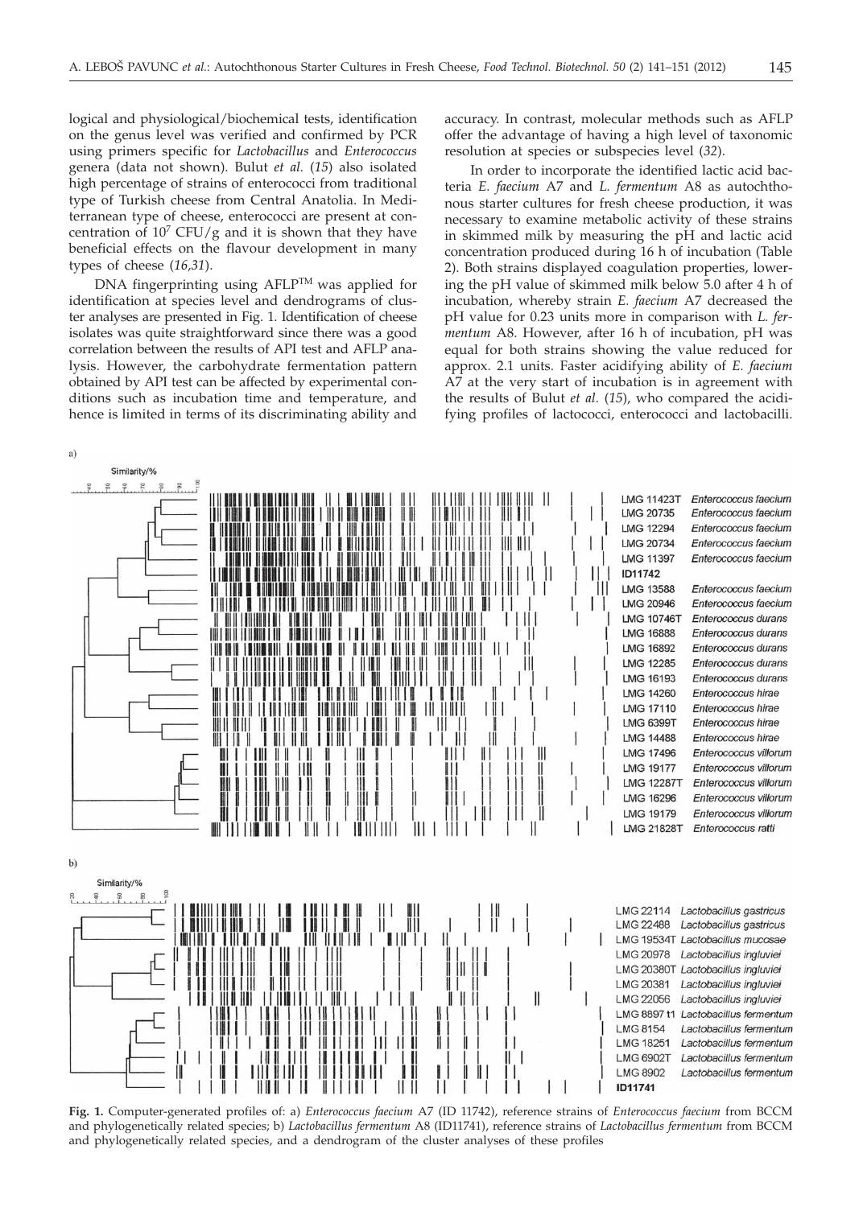logical and physiological/biochemical tests, identification on the genus level was verified and confirmed by PCR using primers specific for *Lactobacillus* and *Enterococcus* genera (data not shown). Bulut *et al.* (*15*) also isolated high percentage of strains of enterococci from traditional type of Turkish cheese from Central Anatolia. In Mediterranean type of cheese, enterococci are present at concentration of $10^7$ CFU/g and it is shown that they have beneficial effects on the flavour development in many types of cheese (*16,31*).

DNA fingerprinting using AFLP™ was applied for identification at species level and dendrograms of cluster analyses are presented in Fig. 1. Identification of cheese isolates was quite straightforward since there was a good correlation between the results of API test and AFLP analysis. However, the carbohydrate fermentation pattern obtained by API test can be affected by experimental conditions such as incubation time and temperature, and hence is limited in terms of its discriminating ability and accuracy. In contrast, molecular methods such as AFLP offer the advantage of having a high level of taxonomic resolution at species or subspecies level (*32*).

In order to incorporate the identified lactic acid bacteria *E. faecium* A7 and *L. fermentum* A8 as autochthonous starter cultures for fresh cheese production, it was necessary to examine metabolic activity of these strains in skimmed milk by measuring the pH and lactic acid concentration produced during 16 h of incubation (Table 2). Both strains displayed coagulation properties, lowering the pH value of skimmed milk below 5.0 after 4 h of incubation, whereby strain *E. faecium* A7 decreased the pH value for 0.23 units more in comparison with *L. fermentum* A8. However, after 16 h of incubation, pH was equal for both strains showing the value reduced for approx. 2.1 units. Faster acidifying ability of *E. faecium* A7 at the very start of incubation is in agreement with the results of Bulut *et al.* (*15*), who compared the acidifying profiles of lactococci, enterococci and lactobacilli.

**Fig. 1.** Computer-generated profiles of: a) *Enterococcus faecium* A7 (ID 11742), reference strains of *Enterococcus faecium* from BCCM and phylogenetically related species; b) *Lactobacillus fermentum* A8 (ID11741), reference strains of *Lactobacillus fermentum* from BCCM and phylogenetically related species, and a dendrogram of the cluster analyses of these profiles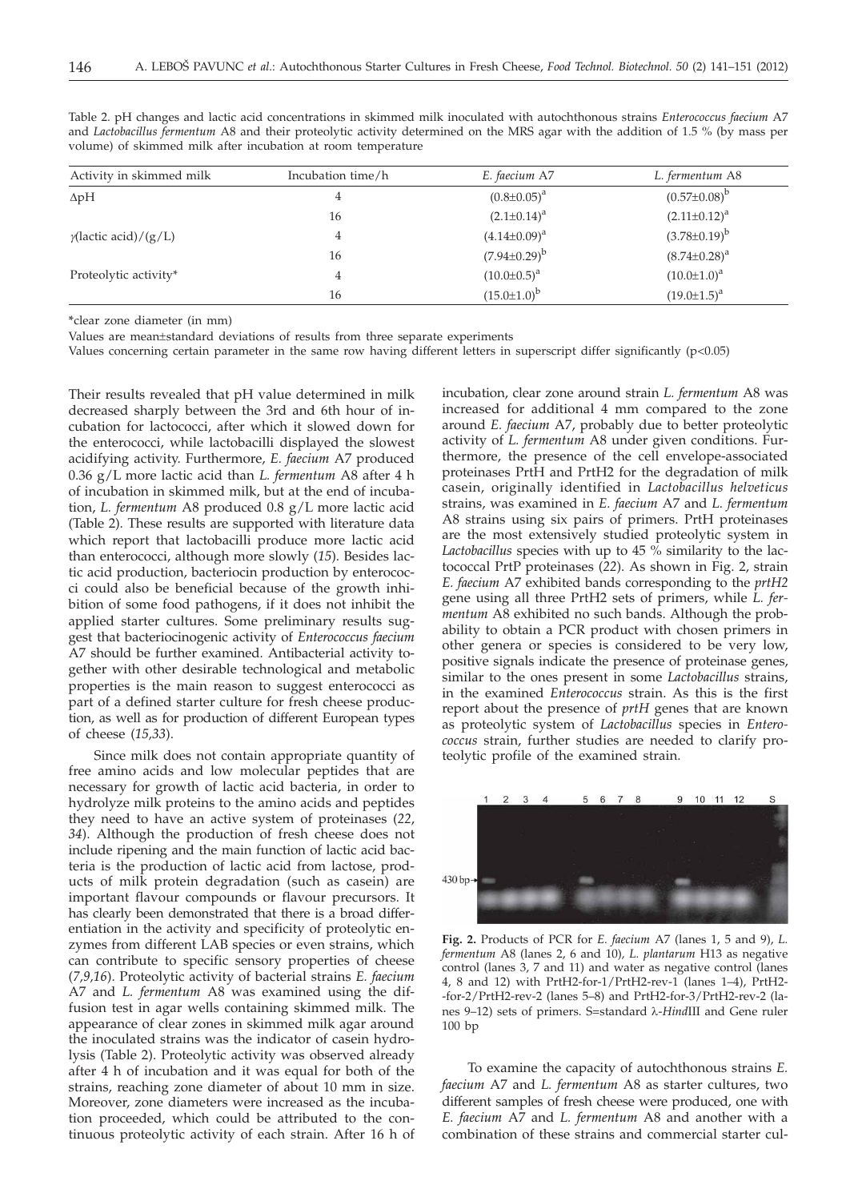Table 2. pH changes and lactic acid concentrations in skimmed milk inoculated with autochthonous strains *Enterococcus faecium* A7 and *Lactobacillus fermentum* A8 and their proteolytic activity determined on the MRS agar with the addition of 1.5 % (by mass per volume) of skimmed milk after incubation at room temperature

| Activity in skimmed milk | Incubation time/h | *E. faecium* A7 | *L. fermentum* A8 |
|---|---|---|---|
| ΔpH | 4 | $(0.8\pm0.05)^a$ | $(0.57\pm0.08)^b$ |
| | 16 | $(2.1\pm0.14)^a$ | $(2.11\pm0.12)^a$ |
| $\gamma$(lactic acid)/(g/L) | 4 | $(4.14\pm0.09)^a$ | $(3.78\pm0.19)^b$ |
| | 16 | $(7.94\pm0.29)^b$ | $(8.74\pm0.28)^a$ |
| Proteolytic activity* | 4 | $(10.0\pm0.5)^a$ | $(10.0\pm1.0)^a$ |
| | 16 | $(15.0\pm1.0)^b$ | $(19.0\pm1.5)^a$ |

*clear zone diameter (in mm)

Values are mean±standard deviations of results from three separate experiments

Values concerning certain parameter in the same row having different letters in superscript differ significantly ($p<0.05$)

Their results revealed that pH value determined in milk decreased sharply between the 3rd and 6th hour of incubation for lactococci, after which it slowed down for the enterococci, while lactobacilli displayed the slowest acidifying activity. Furthermore, *E. faecium* A7 produced 0.36 g/L more lactic acid than *L. fermentum* A8 after 4 h of incubation in skimmed milk, but at the end of incubation, *L. fermentum* A8 produced 0.8 g/L more lactic acid (Table 2). These results are supported with literature data which report that lactobacilli produce more lactic acid than enterococci, although more slowly (*15*). Besides lactic acid production, bacteriocin production by enterococci could also be beneficial because of the growth inhibition of some food pathogens, if it does not inhibit the applied starter cultures. Some preliminary results suggest that bacteriocinogenic activity of *Enterococcus faecium* A7 should be further examined. Antibacterial activity together with other desirable technological and metabolic properties is the main reason to suggest enterococci as part of a defined starter culture for fresh cheese production, as well as for production of different European types of cheese (*15,33*).

Since milk does not contain appropriate quantity of free amino acids and low molecular peptides that are necessary for growth of lactic acid bacteria, in order to hydrolyze milk proteins to the amino acids and peptides they need to have an active system of proteinases (*22, 34*). Although the production of fresh cheese does not include ripening and the main function of lactic acid bacteria is the production of lactic acid from lactose, products of milk protein degradation (such as casein) are important flavour compounds or flavour precursors. It has clearly been demonstrated that there is a broad differentiation in the activity and specificity of proteolytic enzymes from different LAB species or even strains, which can contribute to specific sensory properties of cheese (*7,9,16*). Proteolytic activity of bacterial strains *E. faecium* A7 and *L. fermentum* A8 was examined using the diffusion test in agar wells containing skimmed milk. The appearance of clear zones in skimmed milk agar around the inoculated strains was the indicator of casein hydrolysis (Table 2). Proteolytic activity was observed already after 4 h of incubation and it was equal for both of the strains, reaching zone diameter of about 10 mm in size. Moreover, zone diameters were increased as the incubation proceeded, which could be attributed to the continuous proteolytic activity of each strain. After 16 h of incubation, clear zone around strain *L. fermentum* A8 was increased for additional 4 mm compared to the zone around *E. faecium* A7, probably due to better proteolytic activity of *L. fermentum* A8 under given conditions. Furthermore, the presence of the cell envelope-associated proteinases PrtH and PrtH2 for the degradation of milk casein, originally identified in *Lactobacillus helveticus* strains, was examined in *E. faecium* A7 and *L. fermentum* A8 strains using six pairs of primers. PrtH proteinases are the most extensively studied proteolytic system in *Lactobacillus* species with up to 45 % similarity to the lactococcal PrtP proteinases (*22*). As shown in Fig. 2, strain *E. faecium* A7 exhibited bands corresponding to the *prtH2* gene using all three PrtH2 sets of primers, while *L. fermentum* A8 exhibited no such bands. Although the probability to obtain a PCR product with chosen primers in other genera or species is considered to be very low, positive signals indicate the presence of proteinase genes, similar to the ones present in some *Lactobacillus* strains, in the examined *Enterococcus* strain. As this is the first report about the presence of *prtH* genes that are known as proteolytic system of *Lactobacillus* species in *Enterococcus* strain, further studies are needed to clarify proteolytic profile of the examined strain.

**Fig. 2.** Products of PCR for *E. faecium* A7 (lanes 1, 5 and 9), *L. fermentum* A8 (lanes 2, 6 and 10), *L. plantarum* H13 as negative control (lanes 3, 7 and 11) and water as negative control (lanes 4, 8 and 12) with PrtH2-for-1/PrtH2-rev-1 (lanes 1–4), PrtH2-for-2/PrtH2-rev-2 (lanes 5–8) and PrtH2-for-3/PrtH2-rev-2 (lanes 9–12) sets of primers. S=standard λ-*Hind*III and Gene ruler 100 bp

To examine the capacity of autochthonous strains *E. faecium* A7 and *L. fermentum* A8 as starter cultures, two different samples of fresh cheese were produced, one with *E. faecium* A7 and *L. fermentum* A8 and another with a combination of these strains and commercial starter cul-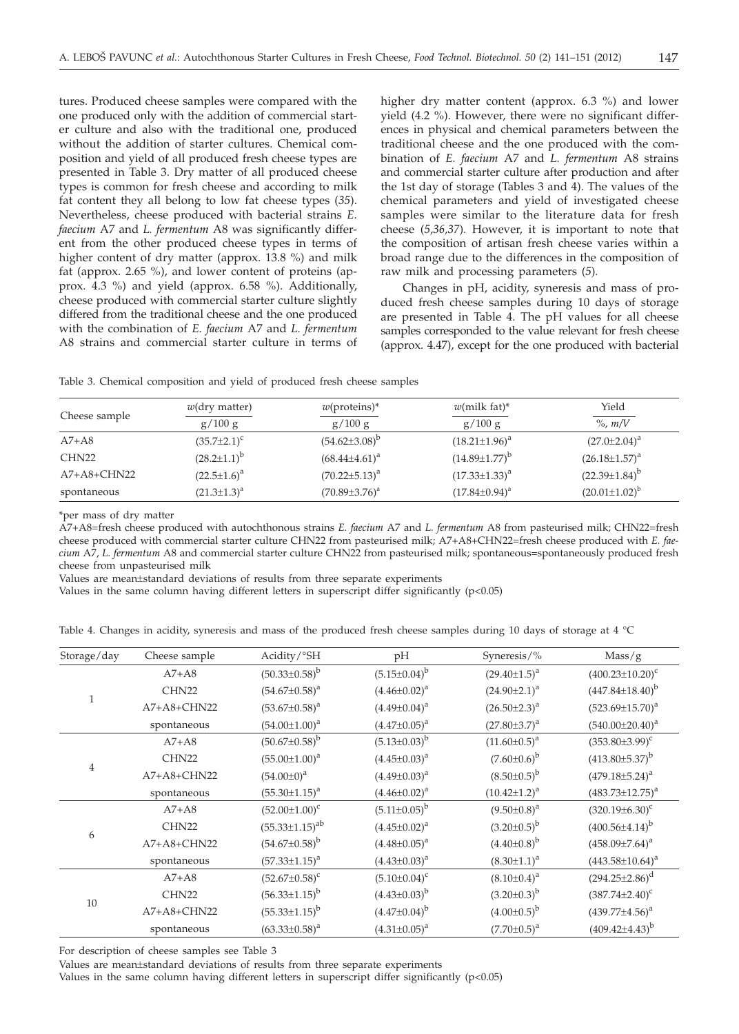tures. Produced cheese samples were compared with the one produced only with the addition of commercial starter culture and also with the traditional one, produced without the addition of starter cultures. Chemical composition and yield of all produced fresh cheese types are presented in Table 3. Dry matter of all produced cheese types is common for fresh cheese and according to milk fat content they all belong to low fat cheese types (*35*). Nevertheless, cheese produced with bacterial strains *E. faecium* A7 and *L. fermentum* A8 was significantly different from the other produced cheese types in terms of higher content of dry matter (approx. 13.8 %) and milk fat (approx. 2.65 %), and lower content of proteins (approx. 4.3 %) and yield (approx. 6.58 %). Additionally, cheese produced with commercial starter culture slightly differed from the traditional cheese and the one produced with the combination of *E. faecium* A7 and *L. fermentum* A8 strains and commercial starter culture in terms of higher dry matter content (approx. 6.3 %) and lower yield (4.2 %). However, there were no significant differences in physical and chemical parameters between the traditional cheese and the one produced with the combination of *E. faecium* A7 and *L. fermentum* A8 strains and commercial starter culture after production and after the 1st day of storage (Tables 3 and 4). The values of the chemical parameters and yield of investigated cheese samples were similar to the literature data for fresh cheese (*5,36,37*). However, it is important to note that the composition of artisan fresh cheese varies within a broad range due to the differences in the composition of raw milk and processing parameters (*5*).

Changes in pH, acidity, syneresis and mass of produced fresh cheese samples during 10 days of storage are presented in Table 4. The pH values for all cheese samples corresponded to the value relevant for fresh cheese (approx. 4.47), except for the one produced with bacterial

Table 3. Chemical composition and yield of produced fresh cheese samples

| Cheese sample | $w$(dry matter) g/100 g | $w$(proteins)* g/100 g | $w$(milk fat)* g/100 g | Yield %, $m/V$ |
|---|---|---|---|---|
| A7+A8 | $(35.7\pm2.1)^{c}$ | $(54.62\pm3.08)^{b}$ | $(18.21\pm1.96)^{a}$ | $(27.0\pm2.04)^{a}$ |
| CHN22 | $(28.2\pm1.1)^{b}$ | $(68.44\pm4.61)^{a}$ | $(14.89\pm1.77)^{b}$ | $(26.18\pm1.57)^{a}$ |
| A7+A8+CHN22 | $(22.5\pm1.6)^{a}$ | $(70.22\pm5.13)^{a}$ | $(17.33\pm1.33)^{a}$ | $(22.39\pm1.84)^{b}$ |
| spontaneous | $(21.3\pm1.3)^{a}$ | $(70.89\pm3.76)^{a}$ | $(17.84\pm0.94)^{a}$ | $(20.01\pm1.02)^{b}$ |

*per mass of dry matter

A7+A8=fresh cheese produced with autochthonous strains *E. faecium* A7 and *L. fermentum* A8 from pasteurised milk; CHN22=fresh cheese produced with commercial starter culture CHN22 from pasteurised milk; A7+A8+CHN22=fresh cheese produced with *E. faecium* A7, *L. fermentum* A8 and commercial starter culture CHN22 from pasteurised milk; spontaneous=spontaneously produced fresh cheese from unpasteurised milk

Values are mean±standard deviations of results from three separate experiments

Values in the same column having different letters in superscript differ significantly ($p<0.05$)

Table 4. Changes in acidity, syneresis and mass of the produced fresh cheese samples during 10 days of storage at 4 °C

| Storage/day | Cheese sample | Acidity/°SH | pH | Syneresis/% | Mass/g |
|---|---|---|---|---|---|
| 1 | A7+A8 | $(50.33\pm0.58)^{b}$ | $(5.15\pm0.04)^{b}$ | $(29.40\pm1.5)^{a}$ | $(400.23\pm10.20)^{c}$ |
| | CHN22 | $(54.67\pm0.58)^{a}$ | $(4.46\pm0.02)^{a}$ | $(24.90\pm2.1)^{a}$ | $(447.84\pm18.40)^{b}$ |
| | A7+A8+CHN22 | $(53.67\pm0.58)^{a}$ | $(4.49\pm0.04)^{a}$ | $(26.50\pm2.3)^{a}$ | $(523.69\pm15.70)^{a}$ |
| | spontaneous | $(54.00\pm1.00)^{a}$ | $(4.47\pm0.05)^{a}$ | $(27.80\pm3.7)^{a}$ | $(540.00\pm20.40)^{a}$ |
| 4 | A7+A8 | $(50.67\pm0.58)^{b}$ | $(5.13\pm0.03)^{b}$ | $(11.60\pm0.5)^{a}$ | $(353.80\pm3.99)^{c}$ |
| | CHN22 | $(55.00\pm1.00)^{a}$ | $(4.45\pm0.03)^{a}$ | $(7.60\pm0.6)^{b}$ | $(413.80\pm5.37)^{b}$ |
| | A7+A8+CHN22 | $(54.00\pm0)^{a}$ | $(4.49\pm0.03)^{a}$ | $(8.50\pm0.5)^{b}$ | $(479.18\pm5.24)^{a}$ |
| | spontaneous | $(55.30\pm1.15)^{a}$ | $(4.46\pm0.02)^{a}$ | $(10.42\pm1.2)^{a}$ | $(483.73\pm12.75)^{a}$ |
| 6 | A7+A8 | $(52.00\pm1.00)^{c}$ | $(5.11\pm0.05)^{b}$ | $(9.50\pm0.8)^{a}$ | $(320.19\pm6.30)^{c}$ |
| | CHN22 | $(55.33\pm1.15)^{ab}$ | $(4.45\pm0.02)^{a}$ | $(3.20\pm0.5)^{b}$ | $(400.56\pm4.14)^{b}$ |
| | A7+A8+CHN22 | $(54.67\pm0.58)^{b}$ | $(4.48\pm0.05)^{a}$ | $(4.40\pm0.8)^{b}$ | $(458.09\pm7.64)^{a}$ |
| | spontaneous | $(57.33\pm1.15)^{a}$ | $(4.43\pm0.03)^{a}$ | $(8.30\pm1.1)^{a}$ | $(443.58\pm10.64)^{a}$ |
| 10 | A7+A8 | $(52.67\pm0.58)^{c}$ | $(5.10\pm0.04)^{c}$ | $(8.10\pm0.4)^{a}$ | $(294.25\pm2.86)^{d}$ |
| | CHN22 | $(56.33\pm1.15)^{b}$ | $(4.43\pm0.03)^{b}$ | $(3.20\pm0.3)^{b}$ | $(387.74\pm2.40)^{c}$ |
| | A7+A8+CHN22 | $(55.33\pm1.15)^{b}$ | $(4.47\pm0.04)^{b}$ | $(4.00\pm0.5)^{b}$ | $(439.77\pm4.56)^{a}$ |
| | spontaneous | $(63.33\pm0.58)^{a}$ | $(4.31\pm0.05)^{a}$ | $(7.70\pm0.5)^{a}$ | $(409.42\pm4.43)^{b}$ |

For description of cheese samples see Table 3

Values are mean±standard deviations of results from three separate experiments

Values in the same column having different letters in superscript differ significantly ($p<0.05$)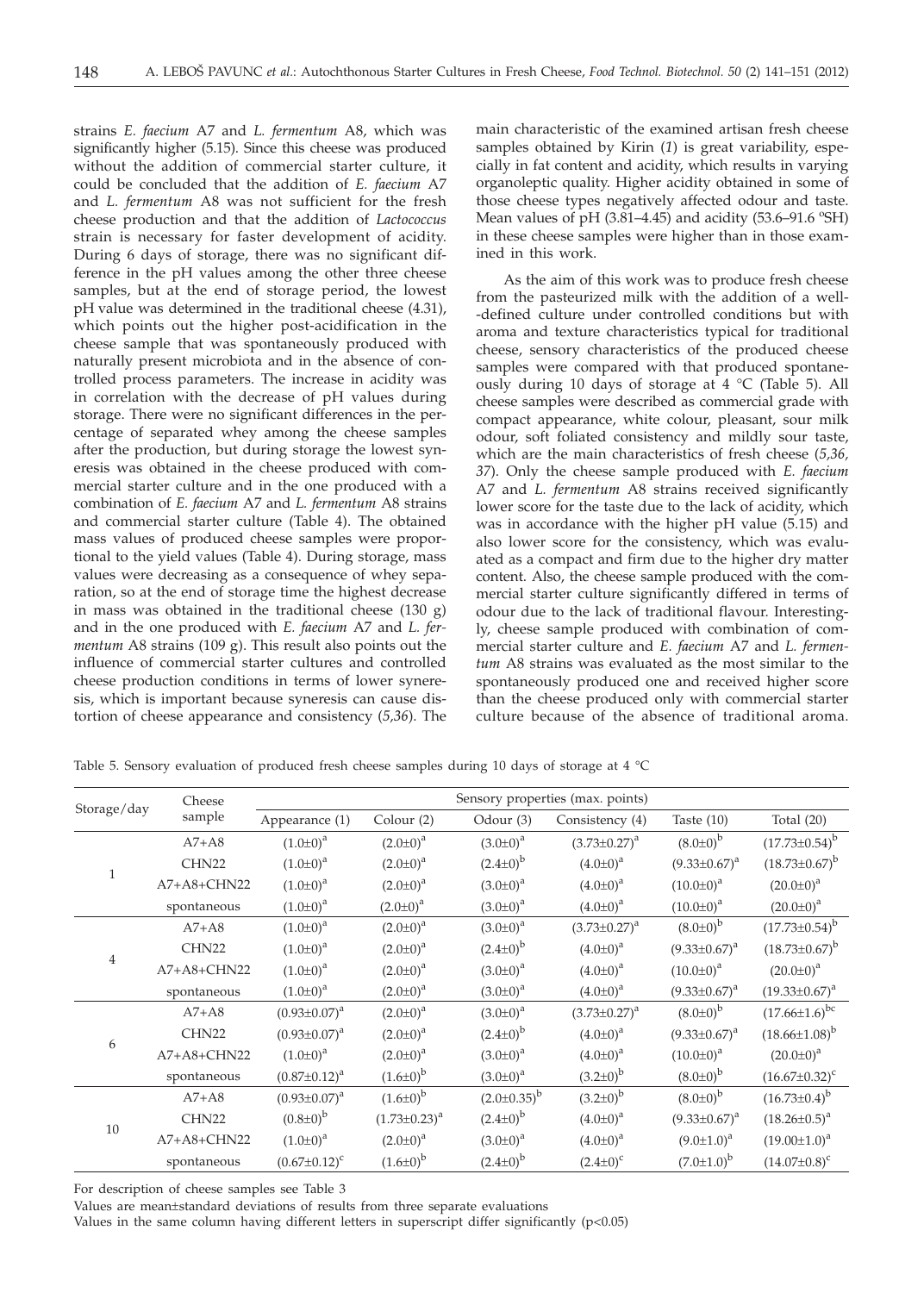strains *E. faecium* A7 and *L. fermentum* A8, which was significantly higher (5.15). Since this cheese was produced without the addition of commercial starter culture, it could be concluded that the addition of *E. faecium* A7 and *L. fermentum* A8 was not sufficient for the fresh cheese production and that the addition of *Lactococcus* strain is necessary for faster development of acidity. During 6 days of storage, there was no significant difference in the pH values among the other three cheese samples, but at the end of storage period, the lowest pH value was determined in the traditional cheese (4.31), which points out the higher post-acidification in the cheese sample that was spontaneously produced with naturally present microbiota and in the absence of controlled process parameters. The increase in acidity was in correlation with the decrease of pH values during storage. There were no significant differences in the percentage of separated whey among the cheese samples after the production, but during storage the lowest syneresis was obtained in the cheese produced with commercial starter culture and in the one produced with a combination of *E. faecium* A7 and *L. fermentum* A8 strains and commercial starter culture (Table 4). The obtained mass values of produced cheese samples were proportional to the yield values (Table 4). During storage, mass values were decreasing as a consequence of whey separation, so at the end of storage time the highest decrease in mass was obtained in the traditional cheese (130 g) and in the one produced with *E. faecium* A7 and *L. fermentum* A8 strains (109 g). This result also points out the influence of commercial starter cultures and controlled cheese production conditions in terms of lower syneresis, which is important because syneresis can cause distortion of cheese appearance and consistency (*5,36*). The main characteristic of the examined artisan fresh cheese samples obtained by Kirin (*1*) is great variability, especially in fat content and acidity, which results in varying organoleptic quality. Higher acidity obtained in some of those cheese types negatively affected odour and taste. Mean values of pH (3.81–4.45) and acidity (53.6–91.6 °SH) in these cheese samples were higher than in those examined in this work.

As the aim of this work was to produce fresh cheese from the pasteurized milk with the addition of a well-defined culture under controlled conditions but with aroma and texture characteristics typical for traditional cheese, sensory characteristics of the produced cheese samples were compared with that produced spontaneously during 10 days of storage at 4 °C (Table 5). All cheese samples were described as commercial grade with compact appearance, white colour, pleasant, sour milk odour, soft foliated consistency and mildly sour taste, which are the main characteristics of fresh cheese (*5,36, 37*). Only the cheese sample produced with *E. faecium* A7 and *L. fermentum* A8 strains received significantly lower score for the taste due to the lack of acidity, which was in accordance with the higher pH value (5.15) and also lower score for the consistency, which was evaluated as a compact and firm due to the higher dry matter content. Also, the cheese sample produced with the commercial starter culture significantly differed in terms of odour due to the lack of traditional flavour. Interestingly, cheese sample produced with combination of commercial starter culture and *E. faecium* A7 and *L. fermentum* A8 strains was evaluated as the most similar to the spontaneously produced one and received higher score than the cheese produced only with commercial starter culture because of the absence of traditional aroma.

Table 5. Sensory evaluation of produced fresh cheese samples during 10 days of storage at 4 °C

| Storage/day | Cheese sample | Sensory properties (max. points) | | | | | |
|---|---|---|---|---|---|---|---|
| | | Appearance (1) | Colour (2) | Odour (3) | Consistency (4) | Taste (10) | Total (20) |
| 1 | A7+A8 | $(1.0\pm0)^a$ | $(2.0\pm0)^a$ | $(3.0\pm0)^a$ | $(3.73\pm0.27)^a$ | $(8.0\pm0)^b$ | $(17.73\pm0.54)^b$ |
| | CHN22 | $(1.0\pm0)^a$ | $(2.0\pm0)^a$ | $(2.4\pm0)^b$ | $(4.0\pm0)^a$ | $(9.33\pm0.67)^a$ | $(18.73\pm0.67)^b$ |
| | A7+A8+CHN22 | $(1.0\pm0)^a$ | $(2.0\pm0)^a$ | $(3.0\pm0)^a$ | $(4.0\pm0)^a$ | $(10.0\pm0)^a$ | $(20.0\pm0)^a$ |
| | spontaneous | $(1.0\pm0)^a$ | $(2.0\pm0)^a$ | $(3.0\pm0)^a$ | $(4.0\pm0)^a$ | $(10.0\pm0)^a$ | $(20.0\pm0)^a$ |
| 4 | A7+A8 | $(1.0\pm0)^a$ | $(2.0\pm0)^a$ | $(3.0\pm0)^a$ | $(3.73\pm0.27)^a$ | $(8.0\pm0)^b$ | $(17.73\pm0.54)^b$ |
| | CHN22 | $(1.0\pm0)^a$ | $(2.0\pm0)^a$ | $(2.4\pm0)^b$ | $(4.0\pm0)^a$ | $(9.33\pm0.67)^a$ | $(18.73\pm0.67)^b$ |
| | A7+A8+CHN22 | $(1.0\pm0)^a$ | $(2.0\pm0)^a$ | $(3.0\pm0)^a$ | $(4.0\pm0)^a$ | $(10.0\pm0)^a$ | $(20.0\pm0)^a$ |
| | spontaneous | $(1.0\pm0)^a$ | $(2.0\pm0)^a$ | $(3.0\pm0)^a$ | $(4.0\pm0)^a$ | $(9.33\pm0.67)^a$ | $(19.33\pm0.67)^a$ |
| 6 | A7+A8 | $(0.93\pm0.07)^a$ | $(2.0\pm0)^a$ | $(3.0\pm0)^a$ | $(3.73\pm0.27)^a$ | $(8.0\pm0)^b$ | $(17.66\pm1.6)^{bc}$ |
| | CHN22 | $(0.93\pm0.07)^a$ | $(2.0\pm0)^a$ | $(2.4\pm0)^b$ | $(4.0\pm0)^a$ | $(9.33\pm0.67)^a$ | $(18.66\pm1.08)^b$ |
| | A7+A8+CHN22 | $(1.0\pm0)^a$ | $(2.0\pm0)^a$ | $(3.0\pm0)^a$ | $(4.0\pm0)^a$ | $(10.0\pm0)^a$ | $(20.0\pm0)^a$ |
| | spontaneous | $(0.87\pm0.12)^a$ | $(1.6\pm0)^b$ | $(3.0\pm0)^a$ | $(3.2\pm0)^b$ | $(8.0\pm0)^b$ | $(16.67\pm0.32)^c$ |
| 10 | A7+A8 | $(0.93\pm0.07)^a$ | $(1.6\pm0)^b$ | $(2.0\pm0.35)^b$ | $(3.2\pm0)^b$ | $(8.0\pm0)^b$ | $(16.73\pm0.4)^b$ |
| | CHN22 | $(0.8\pm0)^b$ | $(1.73\pm0.23)^a$ | $(2.4\pm0)^b$ | $(4.0\pm0)^a$ | $(9.33\pm0.67)^a$ | $(18.26\pm0.5)^a$ |
| | A7+A8+CHN22 | $(1.0\pm0)^a$ | $(2.0\pm0)^a$ | $(3.0\pm0)^a$ | $(4.0\pm0)^a$ | $(9.0\pm1.0)^a$ | $(19.00\pm1.0)^a$ |
| | spontaneous | $(0.67\pm0.12)^c$ | $(1.6\pm0)^b$ | $(2.4\pm0)^b$ | $(2.4\pm0)^c$ | $(7.0\pm1.0)^b$ | $(14.07\pm0.8)^c$ |

For description of cheese samples see Table 3

Values are mean±standard deviations of results from three separate evaluations

Values in the same column having different letters in superscript differ significantly ($p<0.05$)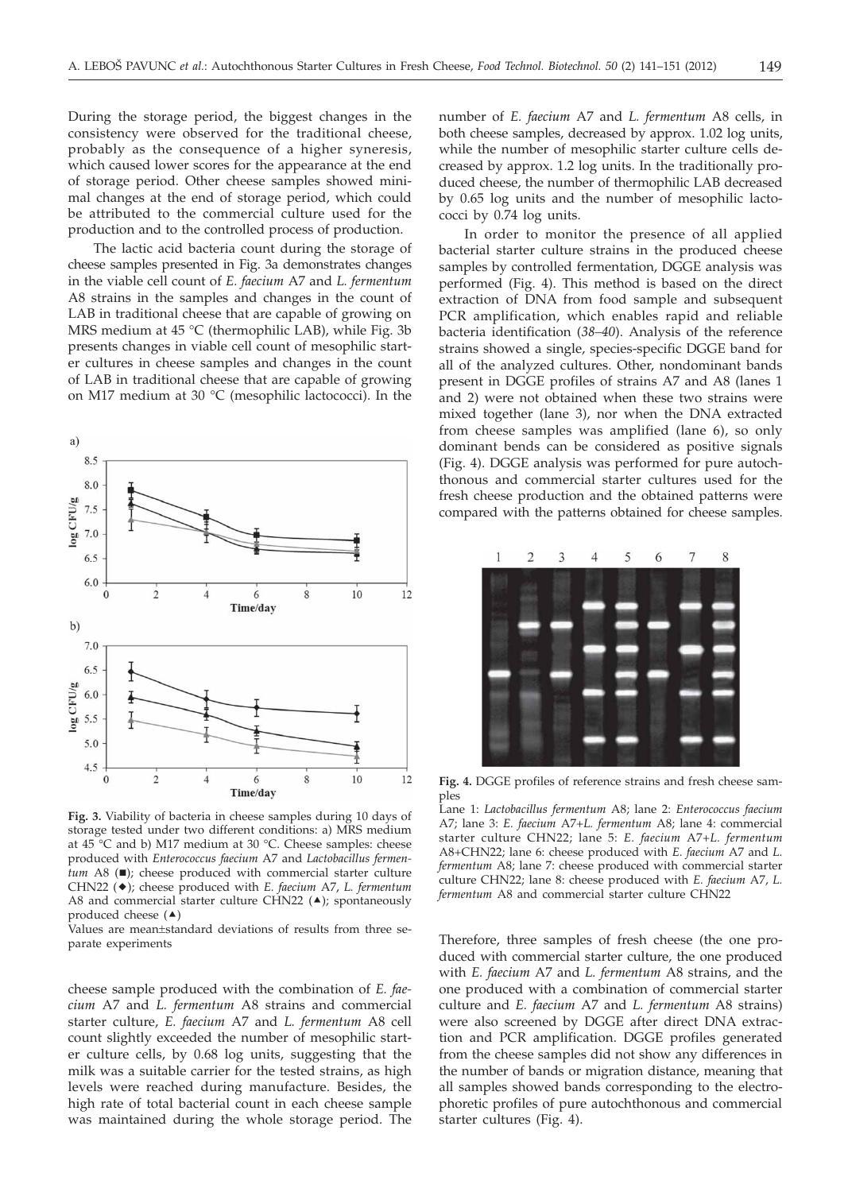During the storage period, the biggest changes in the consistency were observed for the traditional cheese, probably as the consequence of a higher syneresis, which caused lower scores for the appearance at the end of storage period. Other cheese samples showed minimal changes at the end of storage period, which could be attributed to the commercial culture used for the production and to the controlled process of production.

The lactic acid bacteria count during the storage of cheese samples presented in Fig. 3a demonstrates changes in the viable cell count of *E. faecium* A7 and *L. fermentum* A8 strains in the samples and changes in the count of LAB in traditional cheese that are capable of growing on MRS medium at 45 °C (thermophilic LAB), while Fig. 3b presents changes in viable cell count of mesophilic starter cultures in cheese samples and changes in the count of LAB in traditional cheese that are capable of growing on M17 medium at 30 °C (mesophilic lactococci). In the cheese sample produced with the combination of *E. faecium* A7 and *L. fermentum* A8 strains and commercial starter culture, *E. faecium* A7 and *L. fermentum* A8 cell count slightly exceeded the number of mesophilic starter culture cells, by 0.68 log units, suggesting that the milk was a suitable carrier for the tested strains, as high levels were reached during manufacture. Besides, the high rate of total bacterial count in each cheese sample was maintained during the whole storage period. The number of *E. faecium* A7 and *L. fermentum* A8 cells, in both cheese samples, decreased by approx. 1.02 log units, while the number of mesophilic starter culture cells decreased by approx. 1.2 log units. In the traditionally produced cheese, the number of thermophilic LAB decreased by 0.65 log units and the number of mesophilic lactococci by 0.74 log units.

**Fig. 3.** Viability of bacteria in cheese samples during 10 days of storage tested under two different conditions: a) MRS medium at 45 °C and b) M17 medium at 30 °C. Cheese samples: cheese produced with *Enterococcus faecium* A7 and *Lactobacillus fermentum* A8 (■); cheese produced with commercial starter culture CHN22 (◆); cheese produced with *E. faecium* A7, *L. fermentum* A8 and commercial starter culture CHN22 (▲); spontaneously produced cheese (▲)

Values are mean±standard deviations of results from three separate experiments

In order to monitor the presence of all applied bacterial starter culture strains in the produced cheese samples by controlled fermentation, DGGE analysis was performed (Fig. 4). This method is based on the direct extraction of DNA from food sample and subsequent PCR amplification, which enables rapid and reliable bacteria identification (*38–40*). Analysis of the reference strains showed a single, species-specific DGGE band for all of the analyzed cultures. Other, nondominant bands present in DGGE profiles of strains A7 and A8 (lanes 1 and 2) were not obtained when these two strains were mixed together (lane 3), nor when the DNA extracted from cheese samples was amplified (lane 6), so only dominant bends can be considered as positive signals (Fig. 4). DGGE analysis was performed for pure autochthonous and commercial starter cultures used for the fresh cheese production and the obtained patterns were compared with the patterns obtained for cheese samples.

**Fig. 4.** DGGE profiles of reference strains and fresh cheese samples

Lane 1: *Lactobacillus fermentum* A8; lane 2: *Enterococcus faecium* A7; lane 3: *E. faecium* A7+*L. fermentum* A8; lane 4: commercial starter culture CHN22; lane 5: *E. faecium* A7+*L. fermentum* A8+CHN22; lane 6: cheese produced with *E. faecium* A7 and *L. fermentum* A8; lane 7: cheese produced with commercial starter culture CHN22; lane 8: cheese produced with *E. faecium* A7, *L. fermentum* A8 and commercial starter culture CHN22

Therefore, three samples of fresh cheese (the one produced with commercial starter culture, the one produced with *E. faecium* A7 and *L. fermentum* A8 strains, and the one produced with a combination of commercial starter culture and *E. faecium* A7 and *L. fermentum* A8 strains) were also screened by DGGE after direct DNA extraction and PCR amplification. DGGE profiles generated from the cheese samples did not show any differences in the number of bands or migration distance, meaning that all samples showed bands corresponding to the electrophoretic profiles of pure autochthonous and commercial starter cultures (Fig. 4).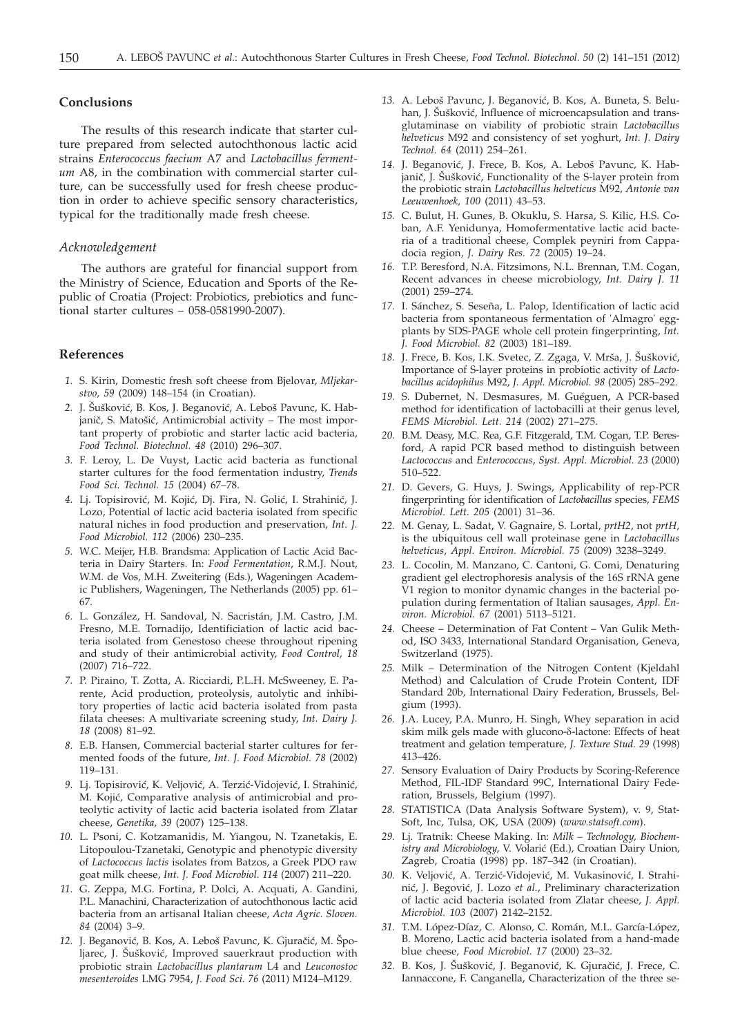## Conclusions

The results of this research indicate that starter culture prepared from selected autochthonous lactic acid strains *Enterococcus faecium* A7 and *Lactobacillus fermentum* A8, in the combination with commercial starter culture, can be successfully used for fresh cheese production in order to achieve specific sensory characteristics, typical for the traditionally made fresh cheese.

### *Acknowledgement*

The authors are grateful for financial support from the Ministry of Science, Education and Sports of the Republic of Croatia (Project: Probiotics, prebiotics and functional starter cultures – 058-0581990-2007).

## References

1. S. Kirin, Domestic fresh soft cheese from Bjelovar, *Mljekarstvo, 59* (2009) 148–154 (in Croatian).
2. J. Šušković, B. Kos, J. Beganović, A. Leboš Pavunc, K. Habjanič, S. Matošić, Antimicrobial activity – The most important property of probiotic and starter lactic acid bacteria, *Food Technol. Biotechnol. 48* (2010) 296–307.
3. F. Leroy, L. De Vuyst, Lactic acid bacteria as functional starter cultures for the food fermentation industry, *Trends Food Sci. Technol. 15* (2004) 67–78.
4. Lj. Topisirović, M. Kojić, Dj. Fira, N. Golić, I. Strahinić, J. Lozo, Potential of lactic acid bacteria isolated from specific natural niches in food production and preservation, *Int. J. Food Microbiol. 112* (2006) 230–235.
5. W.C. Meijer, H.B. Brandsma: Application of Lactic Acid Bacteria in Dairy Starters. In: *Food Fermentation*, R.M.J. Nout, W.M. de Vos, M.H. Zweitering (Eds.), Wageningen Academic Publishers, Wageningen, The Netherlands (2005) pp. 61–67.
6. L. González, H. Sandoval, N. Sacristán, J.M. Castro, J.M. Fresno, M.E. Tornadijo, Identificiation of lactic acid bacteria isolated from Genestoso cheese throughout ripening and study of their antimicrobial activity, *Food Control, 18* (2007) 716–722.
7. P. Piraino, T. Zotta, A. Ricciardi, P.L.H. McSweeney, E. Parente, Acid production, proteolysis, autolytic and inhibitory properties of lactic acid bacteria isolated from pasta filata cheeses: A multivariate screening study, *Int. Dairy J. 18* (2008) 81–92.
8. E.B. Hansen, Commercial bacterial starter cultures for fermented foods of the future, *Int. J. Food Microbiol. 78* (2002) 119–131.
9. Lj. Topisirović, K. Veljović, A. Terzić-Vidojević, I. Strahinić, M. Kojić, Comparative analysis of antimicrobial and proteolytic activity of lactic acid bacteria isolated from Zlatar cheese, *Genetika, 39* (2007) 125–138.
10. L. Psoni, C. Kotzamanidis, M. Yiangou, N. Tzanetakis, E. Litopoulou-Tzanetaki, Genotypic and phenotypic diversity of *Lactococcus lactis* isolates from Batzos, a Greek PDO raw goat milk cheese, *Int. J. Food Microbiol. 114* (2007) 211–220.
11. G. Zeppa, M.G. Fortina, P. Dolci, A. Acquati, A. Gandini, P.L. Manachini, Characterization of autochthonous lactic acid bacteria from an artisanal Italian cheese, *Acta Agric. Slovens. 84* (2004) 3–9.
12. J. Beganović, B. Kos, A. Leboš Pavunc, K. Gjuračić, M. Špoljarec, J. Šušković, Improved sauerkraut production with probiotic strain *Lactobacillus plantarum* L4 and *Leuconostoc mesenteroides* LMG 7954, *J. Food Sci. 76* (2011) M124–M129.
13. A. Leboš Pavunc, J. Beganović, B. Kos, A. Buneta, S. Beluhan, J. Šušković, Influence of microencapsulation and transglutaminase on viability of probiotic strain *Lactobacillus helveticus* M92 and consistency of set yoghurt, *Int. J. Dairy Technol. 64* (2011) 254–261.
14. J. Beganović, J. Frece, B. Kos, A. Leboš Pavunc, K. Habjanič, J. Šušković, Functionality of the S-layer protein from the probiotic strain *Lactobacillus helveticus* M92, *Antonie van Leeuwenhoek, 100* (2011) 43–53.
15. C. Bulut, H. Gunes, B. Okuklu, S. Harsa, S. Kilic, H.S. Coban, A.F. Yenidunya, Homofermentative lactic acid bacteria of a traditional cheese, Complek peyniri from Cappadocia region, *J. Dairy Res. 72* (2005) 19–24.
16. T.P. Beresford, N.A. Fitzsimons, N.L. Brennan, T.M. Cogan, Recent advances in cheese microbiology, *Int. Dairy J. 11* (2001) 259–274.
17. I. Sánchez, S. Seseña, L. Palop, Identification of lactic acid bacteria from spontaneous fermentation of 'Almagro' eggplants by SDS-PAGE whole cell protein fingerprinting, *Int. J. Food Microbiol. 82* (2003) 181–189.
18. J. Frece, B. Kos, I.K. Svetec, Z. Zgaga, V. Mrša, J. Šušković, Importance of S-layer proteins in probiotic activity of *Lactobacillus acidophilus* M92, *J. Appl. Microbiol. 98* (2005) 285–292.
19. S. Dubernet, N. Desmasures, M. Guéguen, A PCR-based method for identification of lactobacilli at their genus level, *FEMS Microbiol. Lett. 214* (2002) 271–275.
20. B.M. Deasy, M.C. Rea, G.F. Fitzgerald, T.M. Cogan, T.P. Beresford, A rapid PCR based method to distinguish between *Lactococcus* and *Enterococcus*, *Syst. Appl. Microbiol. 23* (2000) 510–522.
21. D. Gevers, G. Huys, J. Swings, Applicability of rep-PCR fingerprinting for identification of *Lactobacillus* species, *FEMS Microbiol. Lett. 205* (2001) 31–36.
22. M. Genay, L. Sadat, V. Gagnaire, S. Lortal, *prtH2*, not *prtH*, is the ubiquitous cell wall proteinase gene in *Lactobacillus helveticus*, *Appl. Environ. Microbiol. 75* (2009) 3238–3249.
23. L. Cocolin, M. Manzano, C. Cantoni, G. Comi, Denaturing gradient gel electrophoresis analysis of the 16S rRNA gene V1 region to monitor dynamic changes in the bacterial population during fermentation of Italian sausages, *Appl. Environ. Microbiol. 67* (2001) 5113–5121.
24. Cheese – Determination of Fat Content – Van Gulik Method, ISO 3433, International Standard Organisation, Geneva, Switzerland (1975).
25. Milk – Determination of the Nitrogen Content (Kjeldahl Method) and Calculation of Crude Protein Content, IDF Standard 20b, International Dairy Federation, Brussels, Belgium (1993).
26. J.A. Lucey, P.A. Munro, H. Singh, Whey separation in acid skim milk gels made with glucono-δ-lactone: Effects of heat treatment and gelation temperature, *J. Texture Stud. 29* (1998) 413–426.
27. Sensory Evaluation of Dairy Products by Scoring-Reference Method, FIL-IDF Standard 99C, International Dairy Federation, Brussels, Belgium (1997).
28. STATISTICA (Data Analysis Software System), v. 9, StatSoft, Inc, Tulsa, OK, USA (2009) (*www.statsoft.com*).
29. Lj. Tratnik: Cheese Making. In: *Milk – Technology, Biochemistry and Microbiology*, V. Volarić (Ed.), Croatian Dairy Union, Zagreb, Croatia (1998) pp. 187–342 (in Croatian).
30. K. Veljović, A. Terzić-Vidojević, M. Vukasinović, I. Strahinić, J. Begović, J. Lozo *et al.*, Preliminary characterization of lactic acid bacteria isolated from Zlatar cheese, *J. Appl. Microbiol. 103* (2007) 2142–2152.
31. T.M. López-Díaz, C. Alonso, C. Román, M.L. García-López, B. Moreno, Lactic acid bacteria isolated from a hand-made blue cheese, *Food Microbiol. 17* (2000) 23–32.
32. B. Kos, J. Šušković, J. Beganović, K. Gjuračić, J. Frece, C. Iannaccone, F. Canganella, Characterization of the three se-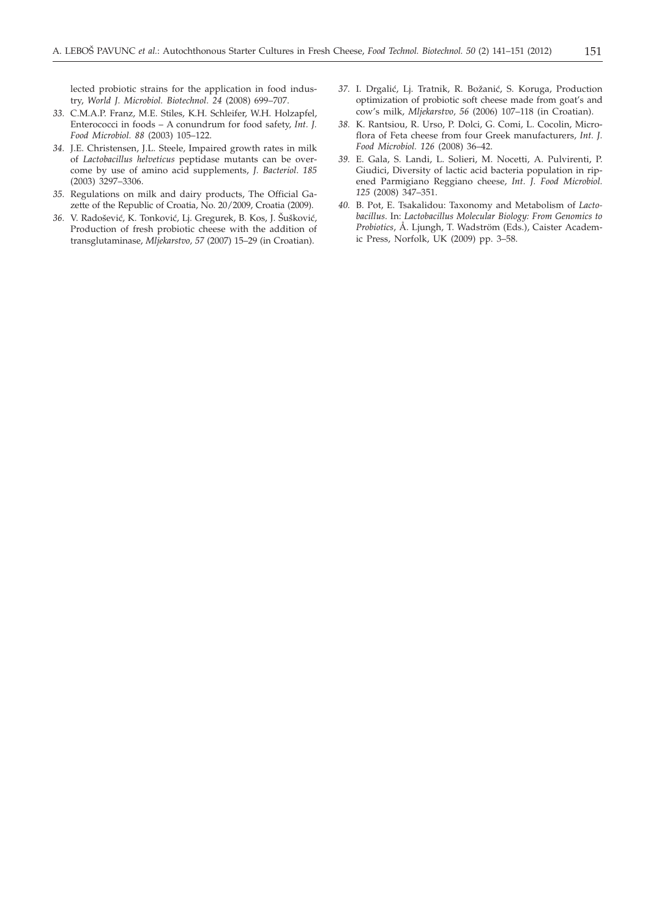lected probiotic strains for the application in food industry, *World J. Microbiol. Biotechnol. 24* (2008) 699–707.

*33.* C.M.A.P. Franz, M.E. Stiles, K.H. Schleifer, W.H. Holzapfel, Enterococci in foods – A conundrum for food safety, *Int. J. Food Microbiol. 88* (2003) 105–122.

*34.* J.E. Christensen, J.L. Steele, Impaired growth rates in milk of *Lactobacillus helveticus* peptidase mutants can be overcome by use of amino acid supplements, *J. Bacteriol. 185* (2003) 3297–3306.

*35.* Regulations on milk and dairy products, The Official Gazette of the Republic of Croatia, No. 20/2009, Croatia (2009).

*36.* V. Radošević, K. Tonković, Lj. Gregurek, B. Kos, J. Šušković, Production of fresh probiotic cheese with the addition of transglutaminase, *Mljekarstvo, 57* (2007) 15–29 (in Croatian).

*37.* I. Drgalić, Lj. Tratnik, R. Božanić, S. Koruga, Production optimization of probiotic soft cheese made from goat's and cow's milk, *Mljekarstvo, 56* (2006) 107–118 (in Croatian).

*38.* K. Rantsiou, R. Urso, P. Dolci, G. Comi, L. Cocolin, Microflora of Feta cheese from four Greek manufacturers, *Int. J. Food Microbiol. 126* (2008) 36–42.

*39.* E. Gala, S. Landi, L. Solieri, M. Nocetti, A. Pulvirenti, P. Giudici, Diversity of lactic acid bacteria population in ripened Parmigiano Reggiano cheese, *Int. J. Food Microbiol. 125* (2008) 347–351.

*40.* B. Pot, E. Tsakalidou: Taxonomy and Metabolism of *Lactobacillus*. In: *Lactobacillus Molecular Biology: From Genomics to Probiotics*, Å. Ljungh, T. Wadström (Eds.), Caister Academic Press, Norfolk, UK (2009) pp. 3–58.